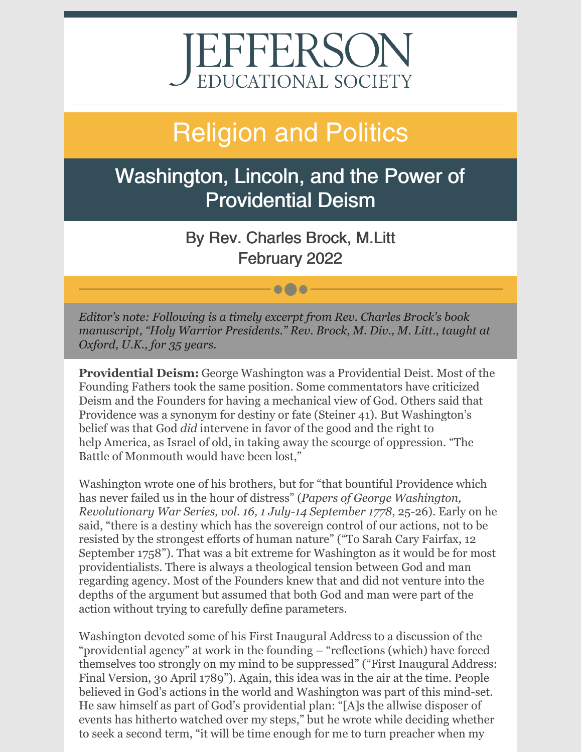# JEFFERSON EDUCATIONAL SOCIETY

## Religion and Politics

## Washington, Lincoln, and the Power of Providential Deism

By Rev. Charles Brock, M.Litt
February 2022

*Editor's note: Following is a timely excerpt from Rev. Charles Brock's book manuscript, "Holy Warrior Presidents." Rev. Brock, M. Div., M. Litt., taught at Oxford, U.K., for 35 years.*

**Providential Deism:** George Washington was a Providential Deist. Most of the Founding Fathers took the same position. Some commentators have criticized Deism and the Founders for having a mechanical view of God. Others said that Providence was a synonym for destiny or fate (Steiner 41). But Washington's belief was that God *did* intervene in favor of the good and the right to help America, as Israel of old, in taking away the scourge of oppression. "The Battle of Monmouth would have been lost,"

Washington wrote one of his brothers, but for "that bountiful Providence which has never failed us in the hour of distress" (*Papers of George Washington, Revolutionary War Series, vol. 16, 1 July-14 September 1778*, 25-26). Early on he said, "there is a destiny which has the sovereign control of our actions, not to be resisted by the strongest efforts of human nature" ("To Sarah Cary Fairfax, 12 September 1758"). That was a bit extreme for Washington as it would be for most providentialists. There is always a theological tension between God and man regarding agency. Most of the Founders knew that and did not venture into the depths of the argument but assumed that both God and man were part of the action without trying to carefully define parameters.

Washington devoted some of his First Inaugural Address to a discussion of the "providential agency" at work in the founding – "reflections (which) have forced themselves too strongly on my mind to be suppressed" ("First Inaugural Address: Final Version, 30 April 1789"). Again, this idea was in the air at the time. People believed in God's actions in the world and Washington was part of this mind-set. He saw himself as part of God's providential plan: "[A]s the allwise disposer of events has hitherto watched over my steps," but he wrote while deciding whether to seek a second term, "it will be time enough for me to turn preacher when my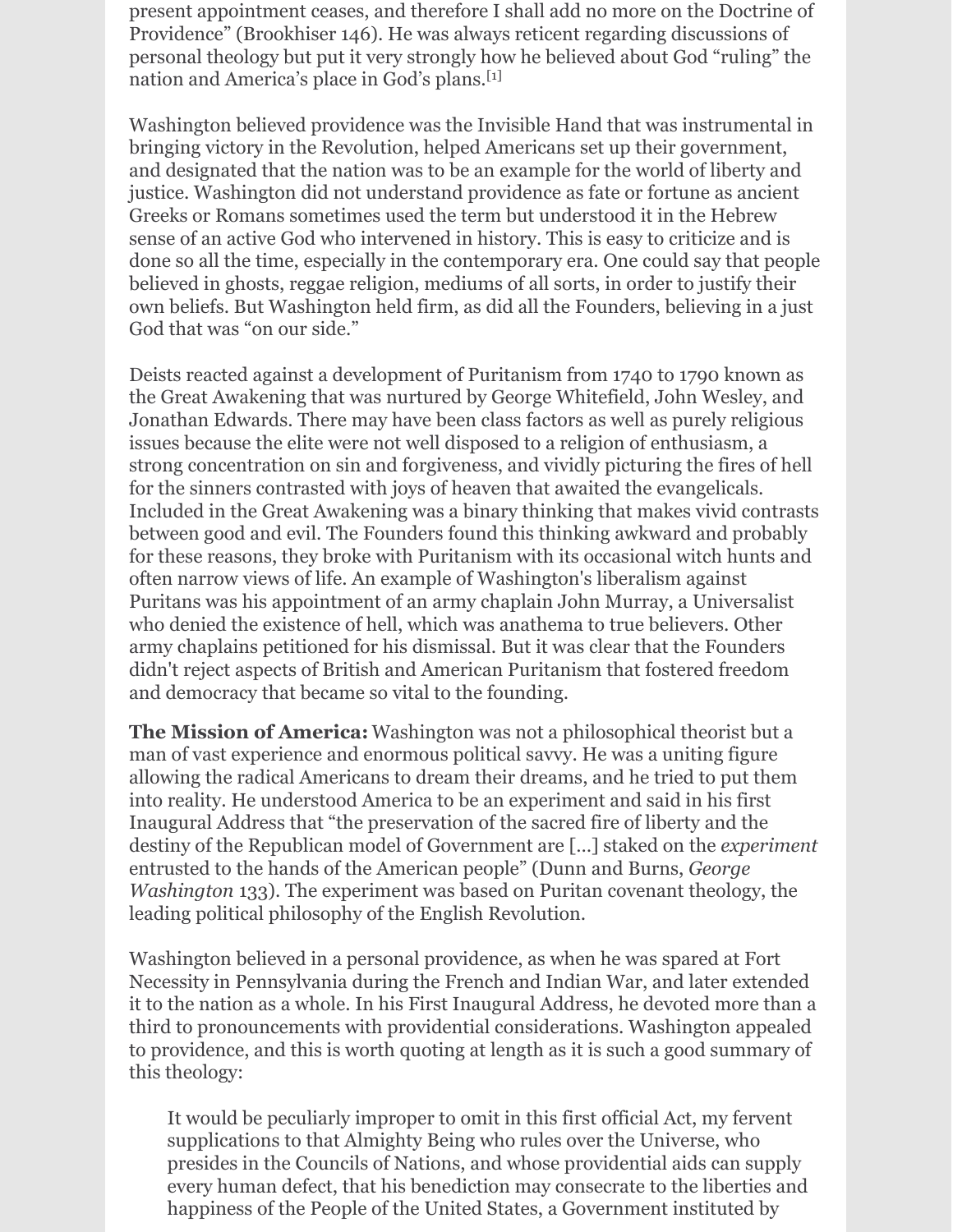present appointment ceases, and therefore I shall add no more on the Doctrine of Providence" (Brookhiser 146). He was always reticent regarding discussions of personal theology but put it very strongly how he believed about God "ruling" the nation and America's place in God's plans.[1]

Washington believed providence was the Invisible Hand that was instrumental in bringing victory in the Revolution, helped Americans set up their government, and designated that the nation was to be an example for the world of liberty and justice. Washington did not understand providence as fate or fortune as ancient Greeks or Romans sometimes used the term but understood it in the Hebrew sense of an active God who intervened in history. This is easy to criticize and is done so all the time, especially in the contemporary era. One could say that people believed in ghosts, reggae religion, mediums of all sorts, in order to justify their own beliefs. But Washington held firm, as did all the Founders, believing in a just God that was "on our side."

Deists reacted against a development of Puritanism from 1740 to 1790 known as the Great Awakening that was nurtured by George Whitefield, John Wesley, and Jonathan Edwards. There may have been class factors as well as purely religious issues because the elite were not well disposed to a religion of enthusiasm, a strong concentration on sin and forgiveness, and vividly picturing the fires of hell for the sinners contrasted with joys of heaven that awaited the evangelicals. Included in the Great Awakening was a binary thinking that makes vivid contrasts between good and evil. The Founders found this thinking awkward and probably for these reasons, they broke with Puritanism with its occasional witch hunts and often narrow views of life. An example of Washington's liberalism against Puritans was his appointment of an army chaplain John Murray, a Universalist who denied the existence of hell, which was anathema to true believers. Other army chaplains petitioned for his dismissal. But it was clear that the Founders didn't reject aspects of British and American Puritanism that fostered freedom and democracy that became so vital to the founding.

**The Mission of America:** Washington was not a philosophical theorist but a man of vast experience and enormous political savvy. He was a uniting figure allowing the radical Americans to dream their dreams, and he tried to put them into reality. He understood America to be an experiment and said in his first Inaugural Address that "the preservation of the sacred fire of liberty and the destiny of the Republican model of Government are [...] staked on the *experiment* entrusted to the hands of the American people" (Dunn and Burns, *George Washington* 133). The experiment was based on Puritan covenant theology, the leading political philosophy of the English Revolution.

Washington believed in a personal providence, as when he was spared at Fort Necessity in Pennsylvania during the French and Indian War, and later extended it to the nation as a whole. In his First Inaugural Address, he devoted more than a third to pronouncements with providential considerations. Washington appealed to providence, and this is worth quoting at length as it is such a good summary of this theology:

> It would be peculiarly improper to omit in this first official Act, my fervent supplications to that Almighty Being who rules over the Universe, who presides in the Councils of Nations, and whose providential aids can supply every human defect, that his benediction may consecrate to the liberties and happiness of the People of the United States, a Government instituted by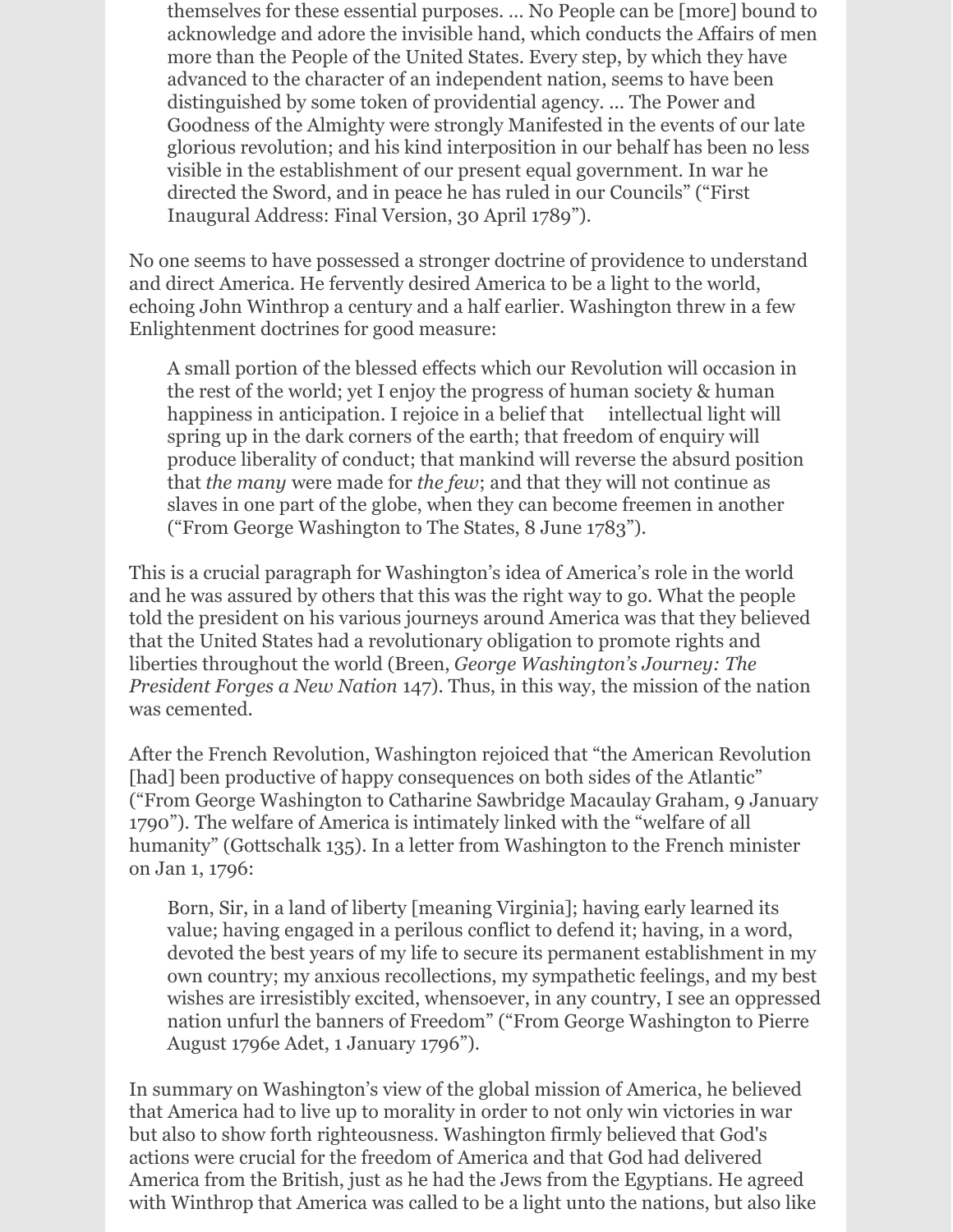> themselves for these essential purposes. … No People can be [more] bound to acknowledge and adore the invisible hand, which conducts the Affairs of men more than the People of the United States. Every step, by which they have advanced to the character of an independent nation, seems to have been distinguished by some token of providential agency. … The Power and Goodness of the Almighty were strongly Manifested in the events of our late glorious revolution; and his kind interposition in our behalf has been no less visible in the establishment of our present equal government. In war he directed the Sword, and in peace he has ruled in our Councils" ("First Inaugural Address: Final Version, 30 April 1789").

No one seems to have possessed a stronger doctrine of providence to understand and direct America. He fervently desired America to be a light to the world, echoing John Winthrop a century and a half earlier. Washington threw in a few Enlightenment doctrines for good measure:

> A small portion of the blessed effects which our Revolution will occasion in the rest of the world; yet I enjoy the progress of human society & human happiness in anticipation. I rejoice in a belief that intellectual light will spring up in the dark corners of the earth; that freedom of enquiry will produce liberality of conduct; that mankind will reverse the absurd position that *the many* were made for *the few*; and that they will not continue as slaves in one part of the globe, when they can become freemen in another ("From George Washington to The States, 8 June 1783").

This is a crucial paragraph for Washington's idea of America's role in the world and he was assured by others that this was the right way to go. What the people told the president on his various journeys around America was that they believed that the United States had a revolutionary obligation to promote rights and liberties throughout the world (Breen, *George Washington's Journey: The President Forges a New Nation* 147). Thus, in this way, the mission of the nation was cemented.

After the French Revolution, Washington rejoiced that "the American Revolution [had] been productive of happy consequences on both sides of the Atlantic" ("From George Washington to Catharine Sawbridge Macaulay Graham, 9 January 1790"). The welfare of America is intimately linked with the "welfare of all humanity" (Gottschalk 135). In a letter from Washington to the French minister on Jan 1, 1796:

> Born, Sir, in a land of liberty [meaning Virginia]; having early learned its value; having engaged in a perilous conflict to defend it; having, in a word, devoted the best years of my life to secure its permanent establishment in my own country; my anxious recollections, my sympathetic feelings, and my best wishes are irresistibly excited, whensoever, in any country, I see an oppressed nation unfurl the banners of Freedom" ("From George Washington to Pierre August 1796e Adet, 1 January 1796").

In summary on Washington's view of the global mission of America, he believed that America had to live up to morality in order to not only win victories in war but also to show forth righteousness. Washington firmly believed that God's actions were crucial for the freedom of America and that God had delivered America from the British, just as he had the Jews from the Egyptians. He agreed with Winthrop that America was called to be a light unto the nations, but also like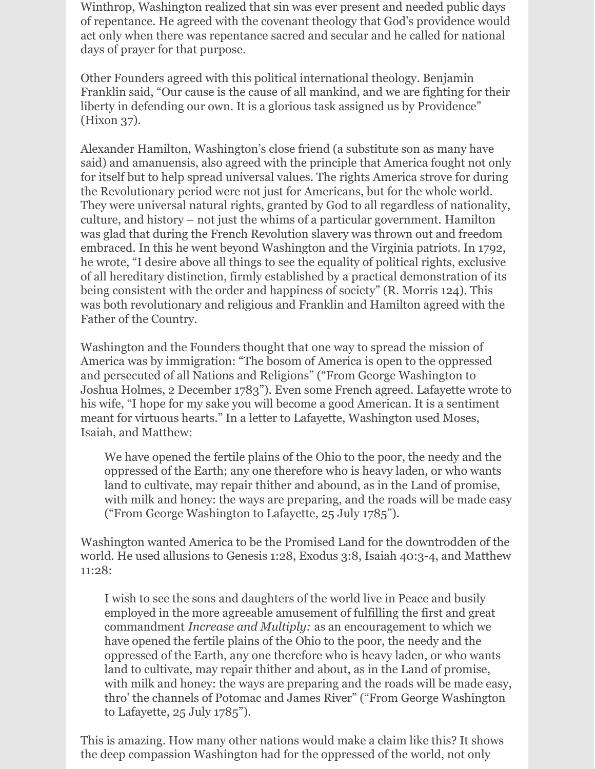Winthrop, Washington realized that sin was ever present and needed public days of repentance. He agreed with the covenant theology that God's providence would act only when there was repentance sacred and secular and he called for national days of prayer for that purpose.

Other Founders agreed with this political international theology. Benjamin Franklin said, "Our cause is the cause of all mankind, and we are fighting for their liberty in defending our own. It is a glorious task assigned us by Providence" (Hixon 37).

Alexander Hamilton, Washington's close friend (a substitute son as many have said) and amanuensis, also agreed with the principle that America fought not only for itself but to help spread universal values. The rights America strove for during the Revolutionary period were not just for Americans, but for the whole world. They were universal natural rights, granted by God to all regardless of nationality, culture, and history – not just the whims of a particular government. Hamilton was glad that during the French Revolution slavery was thrown out and freedom embraced. In this he went beyond Washington and the Virginia patriots. In 1792, he wrote, "I desire above all things to see the equality of political rights, exclusive of all hereditary distinction, firmly established by a practical demonstration of its being consistent with the order and happiness of society" (R. Morris 124). This was both revolutionary and religious and Franklin and Hamilton agreed with the Father of the Country.

Washington and the Founders thought that one way to spread the mission of America was by immigration: "The bosom of America is open to the oppressed and persecuted of all Nations and Religions" ("From George Washington to Joshua Holmes, 2 December 1783"). Even some French agreed. Lafayette wrote to his wife, "I hope for my sake you will become a good American. It is a sentiment meant for virtuous hearts." In a letter to Lafayette, Washington used Moses, Isaiah, and Matthew:

> We have opened the fertile plains of the Ohio to the poor, the needy and the oppressed of the Earth; any one therefore who is heavy laden, or who wants land to cultivate, may repair thither and abound, as in the Land of promise, with milk and honey: the ways are preparing, and the roads will be made easy ("From George Washington to Lafayette, 25 July 1785").

Washington wanted America to be the Promised Land for the downtrodden of the world. He used allusions to Genesis 1:28, Exodus 3:8, Isaiah 40:3-4, and Matthew 11:28:

> I wish to see the sons and daughters of the world live in Peace and busily employed in the more agreeable amusement of fulfilling the first and great commandment *Increase and Multiply:* as an encouragement to which we have opened the fertile plains of the Ohio to the poor, the needy and the oppressed of the Earth, any one therefore who is heavy laden, or who wants land to cultivate, may repair thither and about, as in the Land of promise, with milk and honey: the ways are preparing and the roads will be made easy, thro' the channels of Potomac and James River" ("From George Washington to Lafayette, 25 July 1785").

This is amazing. How many other nations would make a claim like this? It shows the deep compassion Washington had for the oppressed of the world, not only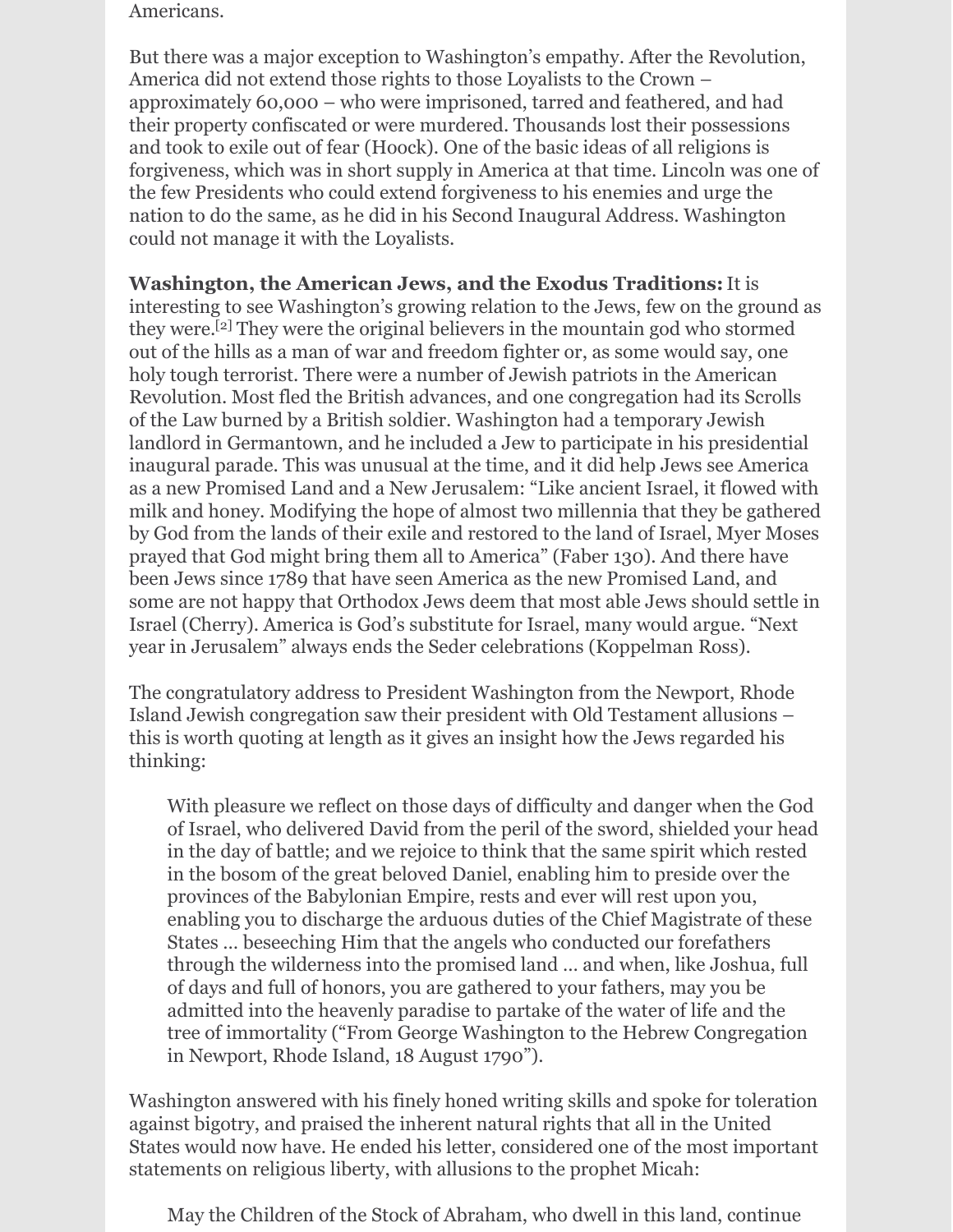Americans.

But there was a major exception to Washington's empathy. After the Revolution, America did not extend those rights to those Loyalists to the Crown – approximately 60,000 – who were imprisoned, tarred and feathered, and had their property confiscated or were murdered. Thousands lost their possessions and took to exile out of fear (Hoock). One of the basic ideas of all religions is forgiveness, which was in short supply in America at that time. Lincoln was one of the few Presidents who could extend forgiveness to his enemies and urge the nation to do the same, as he did in his Second Inaugural Address. Washington could not manage it with the Loyalists.

**Washington, the American Jews, and the Exodus Traditions:** It is interesting to see Washington's growing relation to the Jews, few on the ground as they were.[2] They were the original believers in the mountain god who stormed out of the hills as a man of war and freedom fighter or, as some would say, one holy tough terrorist. There were a number of Jewish patriots in the American Revolution. Most fled the British advances, and one congregation had its Scrolls of the Law burned by a British soldier. Washington had a temporary Jewish landlord in Germantown, and he included a Jew to participate in his presidential inaugural parade. This was unusual at the time, and it did help Jews see America as a new Promised Land and a New Jerusalem: "Like ancient Israel, it flowed with milk and honey. Modifying the hope of almost two millennia that they be gathered by God from the lands of their exile and restored to the land of Israel, Myer Moses prayed that God might bring them all to America" (Faber 130). And there have been Jews since 1789 that have seen America as the new Promised Land, and some are not happy that Orthodox Jews deem that most able Jews should settle in Israel (Cherry). America is God's substitute for Israel, many would argue. "Next year in Jerusalem" always ends the Seder celebrations (Koppelman Ross).

The congratulatory address to President Washington from the Newport, Rhode Island Jewish congregation saw their president with Old Testament allusions – this is worth quoting at length as it gives an insight how the Jews regarded his thinking:

> With pleasure we reflect on those days of difficulty and danger when the God of Israel, who delivered David from the peril of the sword, shielded your head in the day of battle; and we rejoice to think that the same spirit which rested in the bosom of the great beloved Daniel, enabling him to preside over the provinces of the Babylonian Empire, rests and ever will rest upon you, enabling you to discharge the arduous duties of the Chief Magistrate of these States … beseeching Him that the angels who conducted our forefathers through the wilderness into the promised land … and when, like Joshua, full of days and full of honors, you are gathered to your fathers, may you be admitted into the heavenly paradise to partake of the water of life and the tree of immortality ("From George Washington to the Hebrew Congregation in Newport, Rhode Island, 18 August 1790").

Washington answered with his finely honed writing skills and spoke for toleration against bigotry, and praised the inherent natural rights that all in the United States would now have. He ended his letter, considered one of the most important statements on religious liberty, with allusions to the prophet Micah:

> May the Children of the Stock of Abraham, who dwell in this land, continue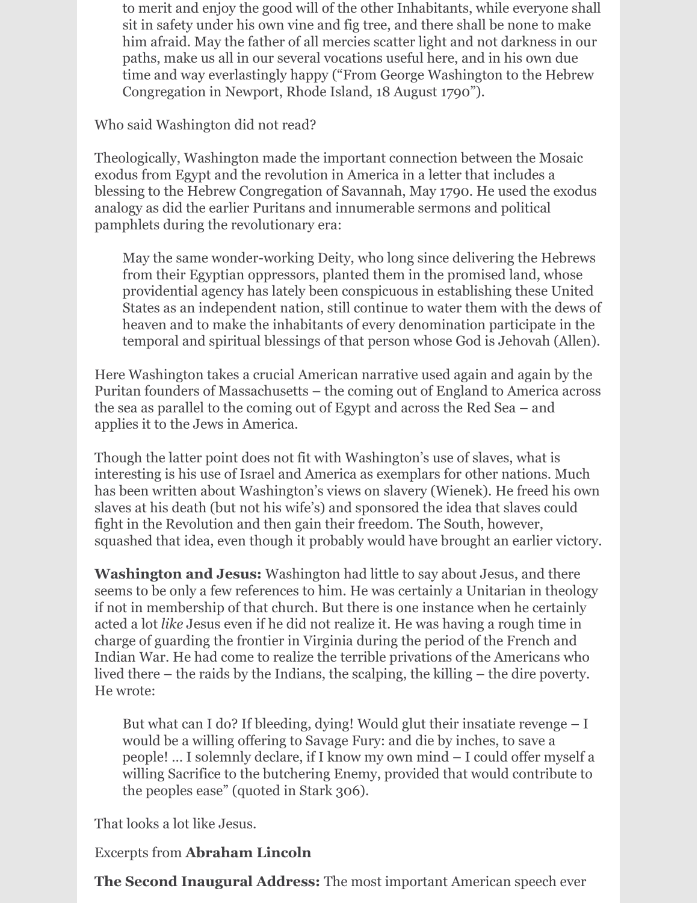> to merit and enjoy the good will of the other Inhabitants, while everyone shall sit in safety under his own vine and fig tree, and there shall be none to make him afraid. May the father of all mercies scatter light and not darkness in our paths, make us all in our several vocations useful here, and in his own due time and way everlastingly happy ("From George Washington to the Hebrew Congregation in Newport, Rhode Island, 18 August 1790").

Who said Washington did not read?

Theologically, Washington made the important connection between the Mosaic exodus from Egypt and the revolution in America in a letter that includes a blessing to the Hebrew Congregation of Savannah, May 1790. He used the exodus analogy as did the earlier Puritans and innumerable sermons and political pamphlets during the revolutionary era:

> May the same wonder-working Deity, who long since delivering the Hebrews from their Egyptian oppressors, planted them in the promised land, whose providential agency has lately been conspicuous in establishing these United States as an independent nation, still continue to water them with the dews of heaven and to make the inhabitants of every denomination participate in the temporal and spiritual blessings of that person whose God is Jehovah (Allen).

Here Washington takes a crucial American narrative used again and again by the Puritan founders of Massachusetts – the coming out of England to America across the sea as parallel to the coming out of Egypt and across the Red Sea – and applies it to the Jews in America.

Though the latter point does not fit with Washington's use of slaves, what is interesting is his use of Israel and America as exemplars for other nations. Much has been written about Washington's views on slavery (Wienek). He freed his own slaves at his death (but not his wife's) and sponsored the idea that slaves could fight in the Revolution and then gain their freedom. The South, however, squashed that idea, even though it probably would have brought an earlier victory.

**Washington and Jesus:** Washington had little to say about Jesus, and there seems to be only a few references to him. He was certainly a Unitarian in theology if not in membership of that church. But there is one instance when he certainly acted a lot *like* Jesus even if he did not realize it. He was having a rough time in charge of guarding the frontier in Virginia during the period of the French and Indian War. He had come to realize the terrible privations of the Americans who lived there – the raids by the Indians, the scalping, the killing – the dire poverty. He wrote:

> But what can I do? If bleeding, dying! Would glut their insatiate revenge – I would be a willing offering to Savage Fury: and die by inches, to save a people! ... I solemnly declare, if I know my own mind – I could offer myself a willing Sacrifice to the butchering Enemy, provided that would contribute to the peoples ease" (quoted in Stark 306).

That looks a lot like Jesus.

Excerpts from **Abraham Lincoln**

**The Second Inaugural Address:** The most important American speech ever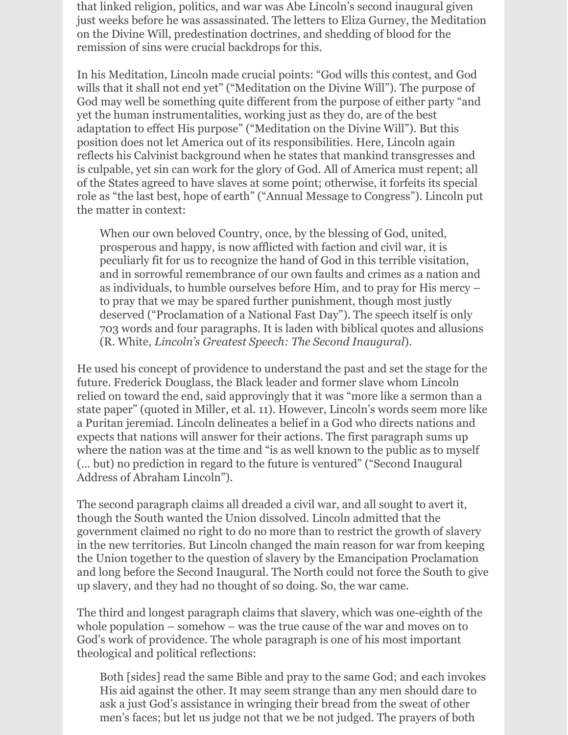that linked religion, politics, and war was Abe Lincoln's second inaugural given just weeks before he was assassinated. The letters to Eliza Gurney, the Meditation on the Divine Will, predestination doctrines, and shedding of blood for the remission of sins were crucial backdrops for this.

In his Meditation, Lincoln made crucial points: "God wills this contest, and God wills that it shall not end yet" ("Meditation on the Divine Will"). The purpose of God may well be something quite different from the purpose of either party "and yet the human instrumentalities, working just as they do, are of the best adaptation to effect His purpose" ("Meditation on the Divine Will"). But this position does not let America out of its responsibilities. Here, Lincoln again reflects his Calvinist background when he states that mankind transgresses and is culpable, yet sin can work for the glory of God. All of America must repent; all of the States agreed to have slaves at some point; otherwise, it forfeits its special role as "the last best, hope of earth" ("Annual Message to Congress"). Lincoln put the matter in context:

> When our own beloved Country, once, by the blessing of God, united, prosperous and happy, is now afflicted with faction and civil war, it is peculiarly fit for us to recognize the hand of God in this terrible visitation, and in sorrowful remembrance of our own faults and crimes as a nation and as individuals, to humble ourselves before Him, and to pray for His mercy – to pray that we may be spared further punishment, though most justly deserved ("Proclamation of a National Fast Day"). The speech itself is only 703 words and four paragraphs. It is laden with biblical quotes and allusions (R. White, *Lincoln's Greatest Speech: The Second Inaugural*).

He used his concept of providence to understand the past and set the stage for the future. Frederick Douglass, the Black leader and former slave whom Lincoln relied on toward the end, said approvingly that it was "more like a sermon than a state paper" (quoted in Miller, et al. 11). However, Lincoln's words seem more like a Puritan jeremiad. Lincoln delineates a belief in a God who directs nations and expects that nations will answer for their actions. The first paragraph sums up where the nation was at the time and "is as well known to the public as to myself (… but) no prediction in regard to the future is ventured" ("Second Inaugural Address of Abraham Lincoln").

The second paragraph claims all dreaded a civil war, and all sought to avert it, though the South wanted the Union dissolved. Lincoln admitted that the government claimed no right to do no more than to restrict the growth of slavery in the new territories. But Lincoln changed the main reason for war from keeping the Union together to the question of slavery by the Emancipation Proclamation and long before the Second Inaugural. The North could not force the South to give up slavery, and they had no thought of so doing. So, the war came.

The third and longest paragraph claims that slavery, which was one-eighth of the whole population – somehow – was the true cause of the war and moves on to God's work of providence. The whole paragraph is one of his most important theological and political reflections:

> Both [sides] read the same Bible and pray to the same God; and each invokes His aid against the other. It may seem strange than any men should dare to ask a just God's assistance in wringing their bread from the sweat of other men's faces; but let us judge not that we be not judged. The prayers of both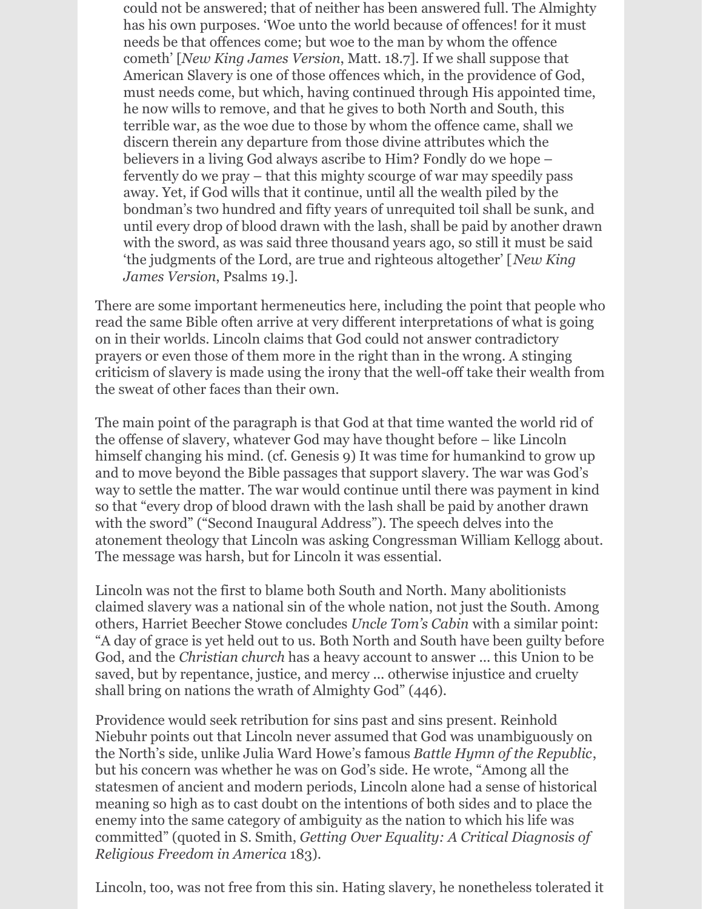> could not be answered; that of neither has been answered full. The Almighty has his own purposes. 'Woe unto the world because of offences! for it must needs be that offences come; but woe to the man by whom the offence cometh' [*New King James Version*, Matt. 18.7]. If we shall suppose that American Slavery is one of those offences which, in the providence of God, must needs come, but which, having continued through His appointed time, he now wills to remove, and that he gives to both North and South, this terrible war, as the woe due to those by whom the offence came, shall we discern therein any departure from those divine attributes which the believers in a living God always ascribe to Him? Fondly do we hope – fervently do we pray – that this mighty scourge of war may speedily pass away. Yet, if God wills that it continue, until all the wealth piled by the bondman's two hundred and fifty years of unrequited toil shall be sunk, and until every drop of blood drawn with the lash, shall be paid by another drawn with the sword, as was said three thousand years ago, so still it must be said 'the judgments of the Lord, are true and righteous altogether' [*New King James Version*, Psalms 19.].

There are some important hermeneutics here, including the point that people who read the same Bible often arrive at very different interpretations of what is going on in their worlds. Lincoln claims that God could not answer contradictory prayers or even those of them more in the right than in the wrong. A stinging criticism of slavery is made using the irony that the well-off take their wealth from the sweat of other faces than their own.

The main point of the paragraph is that God at that time wanted the world rid of the offense of slavery, whatever God may have thought before – like Lincoln himself changing his mind. (cf. Genesis 9) It was time for humankind to grow up and to move beyond the Bible passages that support slavery. The war was God's way to settle the matter. The war would continue until there was payment in kind so that "every drop of blood drawn with the lash shall be paid by another drawn with the sword" ("Second Inaugural Address"). The speech delves into the atonement theology that Lincoln was asking Congressman William Kellogg about. The message was harsh, but for Lincoln it was essential.

Lincoln was not the first to blame both South and North. Many abolitionists claimed slavery was a national sin of the whole nation, not just the South. Among others, Harriet Beecher Stowe concludes *Uncle Tom's Cabin* with a similar point: "A day of grace is yet held out to us. Both North and South have been guilty before God, and the *Christian church* has a heavy account to answer … this Union to be saved, but by repentance, justice, and mercy … otherwise injustice and cruelty shall bring on nations the wrath of Almighty God" (446).

Providence would seek retribution for sins past and sins present. Reinhold Niebuhr points out that Lincoln never assumed that God was unambiguously on the North's side, unlike Julia Ward Howe's famous *Battle Hymn of the Republic*, but his concern was whether he was on God's side. He wrote, "Among all the statesmen of ancient and modern periods, Lincoln alone had a sense of historical meaning so high as to cast doubt on the intentions of both sides and to place the enemy into the same category of ambiguity as the nation to which his life was committed" (quoted in S. Smith, *Getting Over Equality: A Critical Diagnosis of Religious Freedom in America* 183).

Lincoln, too, was not free from this sin. Hating slavery, he nonetheless tolerated it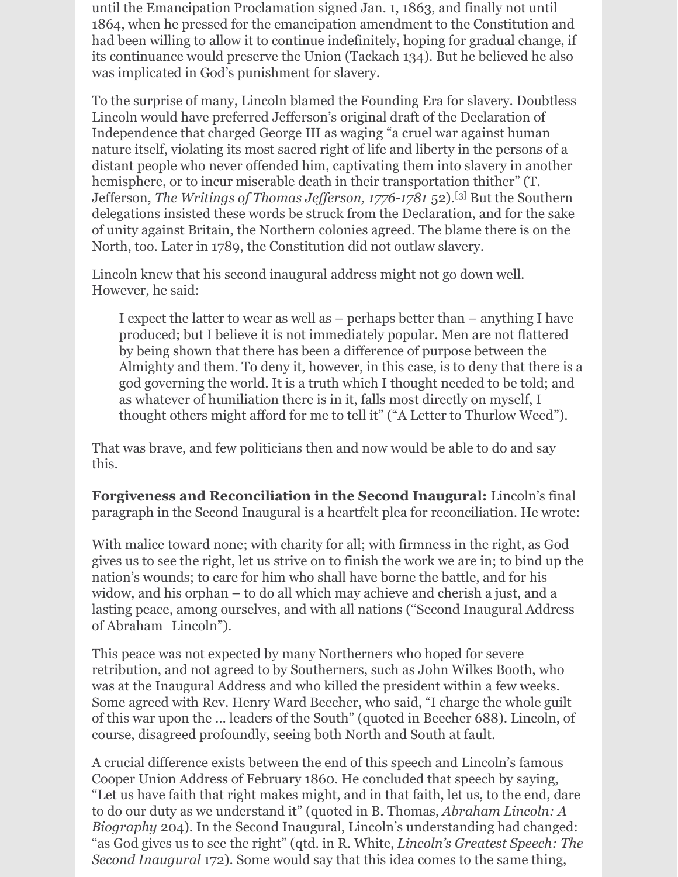until the Emancipation Proclamation signed Jan. 1, 1863, and finally not until 1864, when he pressed for the emancipation amendment to the Constitution and had been willing to allow it to continue indefinitely, hoping for gradual change, if its continuance would preserve the Union (Tackach 134). But he believed he also was implicated in God's punishment for slavery.

To the surprise of many, Lincoln blamed the Founding Era for slavery. Doubtless Lincoln would have preferred Jefferson's original draft of the Declaration of Independence that charged George III as waging "a cruel war against human nature itself, violating its most sacred right of life and liberty in the persons of a distant people who never offended him, captivating them into slavery in another hemisphere, or to incur miserable death in their transportation thither" (T. Jefferson, *The Writings of Thomas Jefferson, 1776-1781* 52).[3] But the Southern delegations insisted these words be struck from the Declaration, and for the sake of unity against Britain, the Northern colonies agreed. The blame there is on the North, too. Later in 1789, the Constitution did not outlaw slavery.

Lincoln knew that his second inaugural address might not go down well. However, he said:

> I expect the latter to wear as well as – perhaps better than – anything I have produced; but I believe it is not immediately popular. Men are not flattered by being shown that there has been a difference of purpose between the Almighty and them. To deny it, however, in this case, is to deny that there is a god governing the world. It is a truth which I thought needed to be told; and as whatever of humiliation there is in it, falls most directly on myself, I thought others might afford for me to tell it" ("A Letter to Thurlow Weed").

That was brave, and few politicians then and now would be able to do and say this.

**Forgiveness and Reconciliation in the Second Inaugural:** Lincoln's final paragraph in the Second Inaugural is a heartfelt plea for reconciliation. He wrote:

With malice toward none; with charity for all; with firmness in the right, as God gives us to see the right, let us strive on to finish the work we are in; to bind up the nation's wounds; to care for him who shall have borne the battle, and for his widow, and his orphan – to do all which may achieve and cherish a just, and a lasting peace, among ourselves, and with all nations ("Second Inaugural Address of Abraham Lincoln").

This peace was not expected by many Northerners who hoped for severe retribution, and not agreed to by Southerners, such as John Wilkes Booth, who was at the Inaugural Address and who killed the president within a few weeks. Some agreed with Rev. Henry Ward Beecher, who said, "I charge the whole guilt of this war upon the … leaders of the South" (quoted in Beecher 688). Lincoln, of course, disagreed profoundly, seeing both North and South at fault.

A crucial difference exists between the end of this speech and Lincoln's famous Cooper Union Address of February 1860. He concluded that speech by saying, "Let us have faith that right makes might, and in that faith, let us, to the end, dare to do our duty as we understand it" (quoted in B. Thomas, *Abraham Lincoln: A Biography* 204). In the Second Inaugural, Lincoln's understanding had changed: "as God gives us to see the right" (qtd. in R. White, *Lincoln's Greatest Speech: The Second Inaugural* 172). Some would say that this idea comes to the same thing,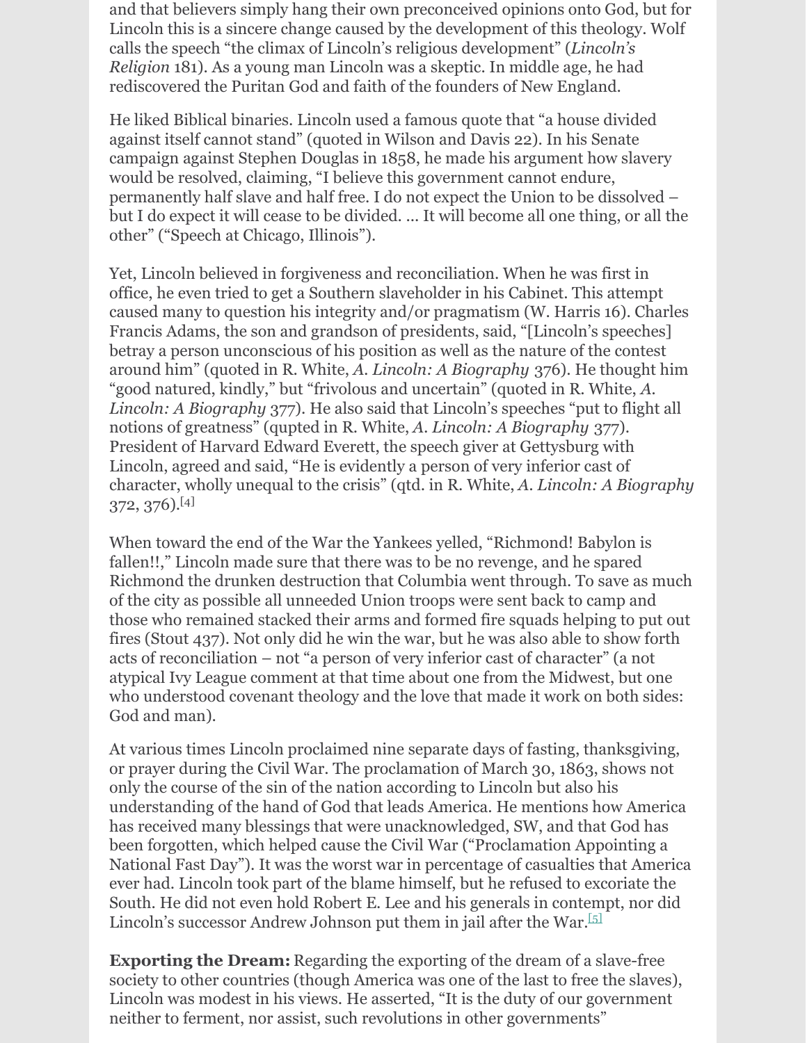and that believers simply hang their own preconceived opinions onto God, but for Lincoln this is a sincere change caused by the development of this theology. Wolf calls the speech "the climax of Lincoln's religious development" (*Lincoln's Religion* 181). As a young man Lincoln was a skeptic. In middle age, he had rediscovered the Puritan God and faith of the founders of New England.

He liked Biblical binaries. Lincoln used a famous quote that "a house divided against itself cannot stand" (quoted in Wilson and Davis 22). In his Senate campaign against Stephen Douglas in 1858, he made his argument how slavery would be resolved, claiming, "I believe this government cannot endure, permanently half slave and half free. I do not expect the Union to be dissolved – but I do expect it will cease to be divided. … It will become all one thing, or all the other" ("Speech at Chicago, Illinois").

Yet, Lincoln believed in forgiveness and reconciliation. When he was first in office, he even tried to get a Southern slaveholder in his Cabinet. This attempt caused many to question his integrity and/or pragmatism (W. Harris 16). Charles Francis Adams, the son and grandson of presidents, said, "[Lincoln's speeches] betray a person unconscious of his position as well as the nature of the contest around him" (quoted in R. White, *A. Lincoln: A Biography* 376). He thought him "good natured, kindly," but "frivolous and uncertain" (quoted in R. White, *A. Lincoln: A Biography* 377). He also said that Lincoln's speeches "put to flight all notions of greatness" (qupted in R. White, *A. Lincoln: A Biography* 377). President of Harvard Edward Everett, the speech giver at Gettysburg with Lincoln, agreed and said, "He is evidently a person of very inferior cast of character, wholly unequal to the crisis" (qtd. in R. White, *A. Lincoln: A Biography* 372, 376).[4]

When toward the end of the War the Yankees yelled, "Richmond! Babylon is fallen!!," Lincoln made sure that there was to be no revenge, and he spared Richmond the drunken destruction that Columbia went through. To save as much of the city as possible all unneeded Union troops were sent back to camp and those who remained stacked their arms and formed fire squads helping to put out fires (Stout 437). Not only did he win the war, but he was also able to show forth acts of reconciliation – not "a person of very inferior cast of character" (a not atypical Ivy League comment at that time about one from the Midwest, but one who understood covenant theology and the love that made it work on both sides: God and man).

At various times Lincoln proclaimed nine separate days of fasting, thanksgiving, or prayer during the Civil War. The proclamation of March 30, 1863, shows not only the course of the sin of the nation according to Lincoln but also his understanding of the hand of God that leads America. He mentions how America has received many blessings that were unacknowledged, SW, and that God has been forgotten, which helped cause the Civil War ("Proclamation Appointing a National Fast Day"). It was the worst war in percentage of casualties that America ever had. Lincoln took part of the blame himself, but he refused to excoriate the South. He did not even hold Robert E. Lee and his generals in contempt, nor did Lincoln's successor Andrew Johnson put them in jail after the War.[5]

**Exporting the Dream:** Regarding the exporting of the dream of a slave-free society to other countries (though America was one of the last to free the slaves), Lincoln was modest in his views. He asserted, "It is the duty of our government neither to ferment, nor assist, such revolutions in other governments"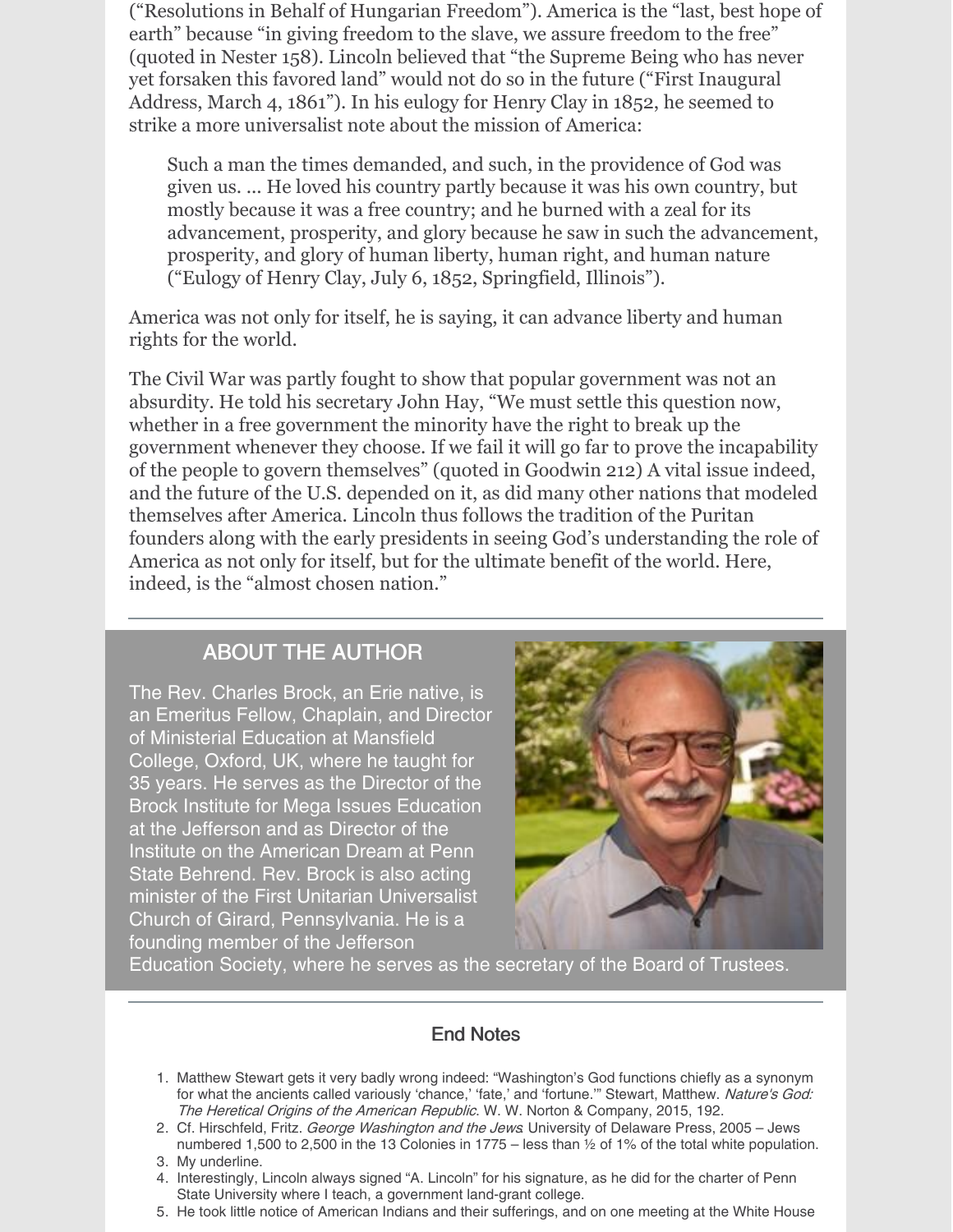("Resolutions in Behalf of Hungarian Freedom"). America is the "last, best hope of earth" because "in giving freedom to the slave, we assure freedom to the free" (quoted in Nester 158). Lincoln believed that "the Supreme Being who has never yet forsaken this favored land" would not do so in the future ("First Inaugural Address, March 4, 1861"). In his eulogy for Henry Clay in 1852, he seemed to strike a more universalist note about the mission of America:

> Such a man the times demanded, and such, in the providence of God was given us. ... He loved his country partly because it was his own country, but mostly because it was a free country; and he burned with a zeal for its advancement, prosperity, and glory because he saw in such the advancement, prosperity, and glory of human liberty, human right, and human nature ("Eulogy of Henry Clay, July 6, 1852, Springfield, Illinois").

America was not only for itself, he is saying, it can advance liberty and human rights for the world.

The Civil War was partly fought to show that popular government was not an absurdity. He told his secretary John Hay, "We must settle this question now, whether in a free government the minority have the right to break up the government whenever they choose. If we fail it will go far to prove the incapability of the people to govern themselves" (quoted in Goodwin 212) A vital issue indeed, and the future of the U.S. depended on it, as did many other nations that modeled themselves after America. Lincoln thus follows the tradition of the Puritan founders along with the early presidents in seeing God's understanding the role of America as not only for itself, but for the ultimate benefit of the world. Here, indeed, is the "almost chosen nation."

---

## ABOUT THE AUTHOR

The Rev. Charles Brock, an Erie native, is an Emeritus Fellow, Chaplain, and Director of Ministerial Education at Mansfield College, Oxford, UK, where he taught for 35 years. He serves as the Director of the Brock Institute for Mega Issues Education at the Jefferson and as Director of the Institute on the American Dream at Penn State Behrend. Rev. Brock is also acting minister of the First Unitarian Universalist Church of Girard, Pennsylvania. He is a founding member of the Jefferson Education Society, where he serves as the secretary of the Board of Trustees.

---

### End Notes

1. Matthew Stewart gets it very badly wrong indeed: "Washington's God functions chiefly as a synonym for what the ancients called variously 'chance,' 'fate,' and 'fortune.'" Stewart, Matthew. *Nature's God: The Heretical Origins of the American Republic*. W. W. Norton & Company, 2015, 192.
2. Cf. Hirschfeld, Fritz. *George Washington and the Jews*. University of Delaware Press, 2005 – Jews numbered 1,500 to 2,500 in the 13 Colonies in 1775 – less than ½ of 1% of the total white population.
3. My underline.
4. Interestingly, Lincoln always signed "A. Lincoln" for his signature, as he did for the charter of Penn State University where I teach, a government land-grant college.
5. He took little notice of American Indians and their sufferings, and on one meeting at the White House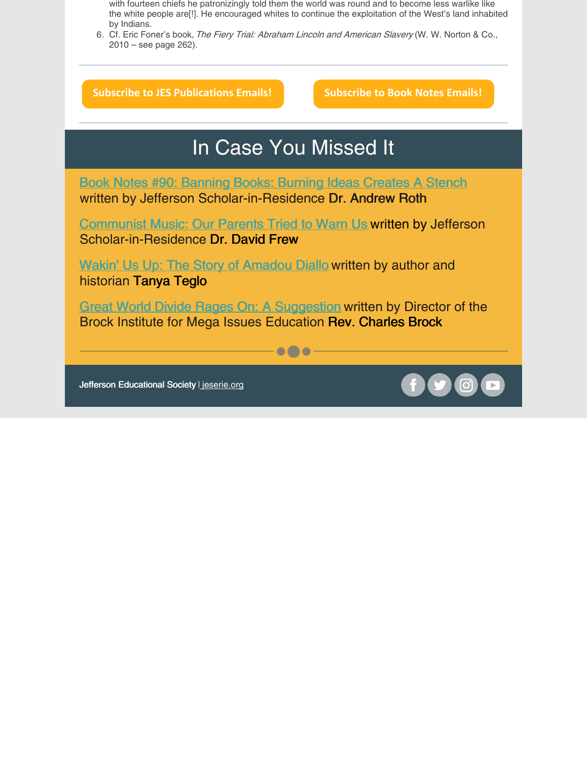with fourteen chiefs he patronizingly told them the world was round and to become less warlike like the white people are[!]. He encouraged whites to continue the exploitation of the West's land inhabited by Indians.

6. Cf. Eric Foner's book, *The Fiery Trial: Abraham Lincoln and American Slavery* (W. W. Norton & Co., 2010 – see page 262).

---

Subscribe to JES Publications Emails!

Subscribe to Book Notes Emails!

---

# In Case You Missed It

Book Notes #90: Banning Books: Burning Ideas Creates A Stench written by Jefferson Scholar-in-Residence **Dr. Andrew Roth**

Communist Music: Our Parents Tried to Warn Us written by Jefferson Scholar-in-Residence **Dr. David Frew**

Wakin' Us Up: The Story of Amadou Diallo written by author and historian **Tanya Teglo**

Great World Divide Rages On: A Suggestion written by Director of the Brock Institute for Mega Issues Education **Rev. Charles Brock**

Jefferson Educational Society | jeserie.org